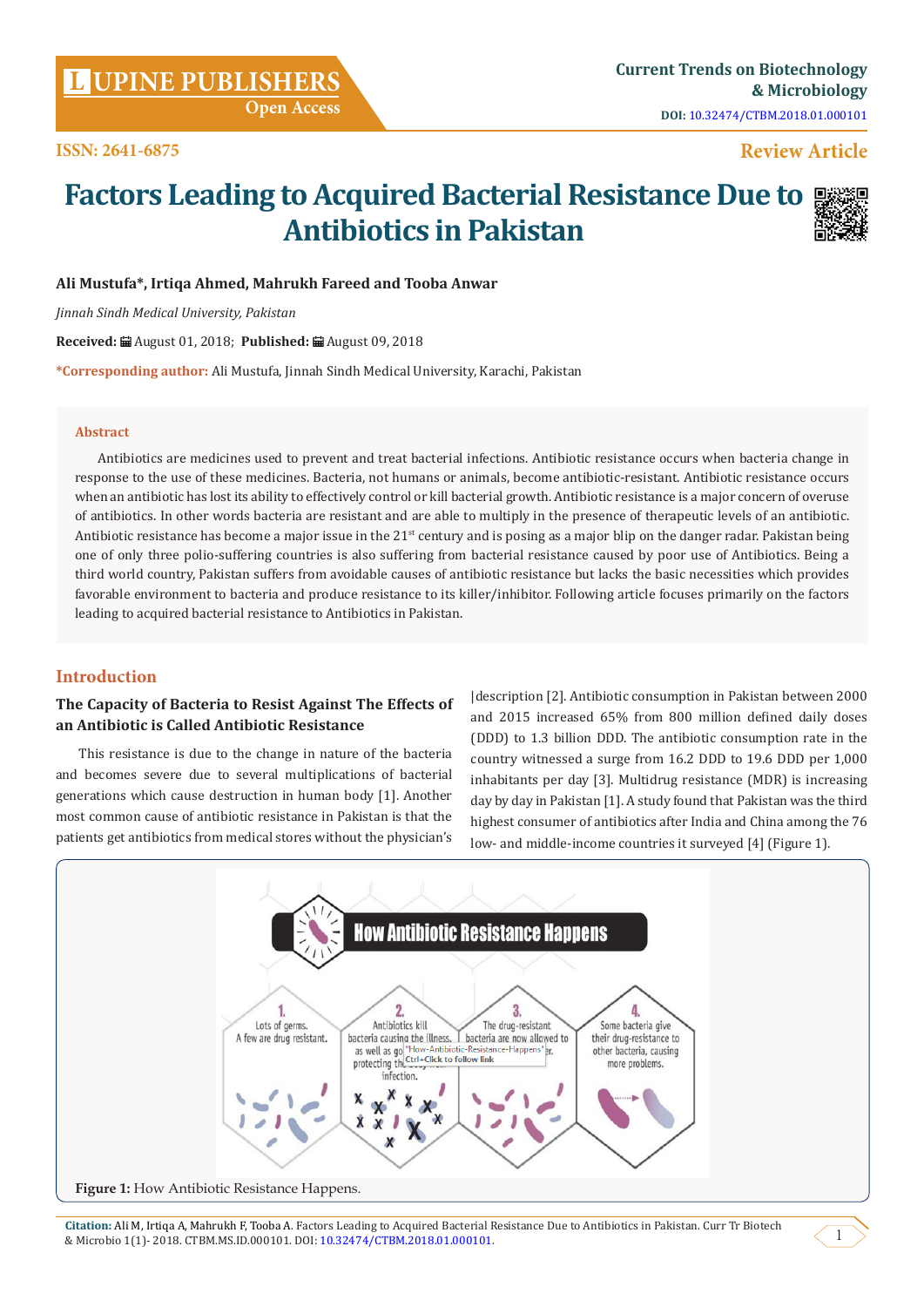ISSN: 2641-6875

DOI: 10.32474/CTBM.2018.01.000101

Review Article

# Factors Leading to Acquired Bacterial Resistance Due to Antibiotics in Pakistan

**Ali Mustufa*, Irtiqa Ahmed, Mahrukh Fareed and Tooba Anwar**

*Jinnah Sindh Medical University, Pakistan*

**Received:** August 01, 2018; **Published:** August 09, 2018

***Corresponding author:** Ali Mustufa, Jinnah Sindh Medical University, Karachi, Pakistan

## Abstract

Antibiotics are medicines used to prevent and treat bacterial infections. Antibiotic resistance occurs when bacteria change in response to the use of these medicines. Bacteria, not humans or animals, become antibiotic-resistant. Antibiotic resistance occurs when an antibiotic has lost its ability to effectively control or kill bacterial growth. Antibiotic resistance is a major concern of overuse of antibiotics. In other words bacteria are resistant and are able to multiply in the presence of therapeutic levels of an antibiotic. Antibiotic resistance has become a major issue in the 21st century and is posing as a major blip on the danger radar. Pakistan being one of only three polio-suffering countries is also suffering from bacterial resistance caused by poor use of Antibiotics. Being a third world country, Pakistan suffers from avoidable causes of antibiotic resistance but lacks the basic necessities which provides favorable environment to bacteria and produce resistance to its killer/inhibitor. Following article focuses primarily on the factors leading to acquired bacterial resistance to Antibiotics in Pakistan.

## Introduction

### The Capacity of Bacteria to Resist Against The Effects of an Antibiotic is Called Antibiotic Resistance

This resistance is due to the change in nature of the bacteria and becomes severe due to several multiplications of bacterial generations which cause destruction in human body [1]. Another most common cause of antibiotic resistance in Pakistan is that the patients get antibiotics from medical stores without the physician's description [2]. Antibiotic consumption in Pakistan between 2000 and 2015 increased 65% from 800 million defined daily doses (DDD) to 1.3 billion DDD. The antibiotic consumption rate in the country witnessed a surge from 16.2 DDD to 19.6 DDD per 1,000 inhabitants per day [3]. Multidrug resistance (MDR) is increasing day by day in Pakistan [1]. A study found that Pakistan was the third highest consumer of antibiotics after India and China among the 76 low- and middle-income countries it surveyed [4] (Figure 1).

Figure 1: How Antibiotic Resistance Happens.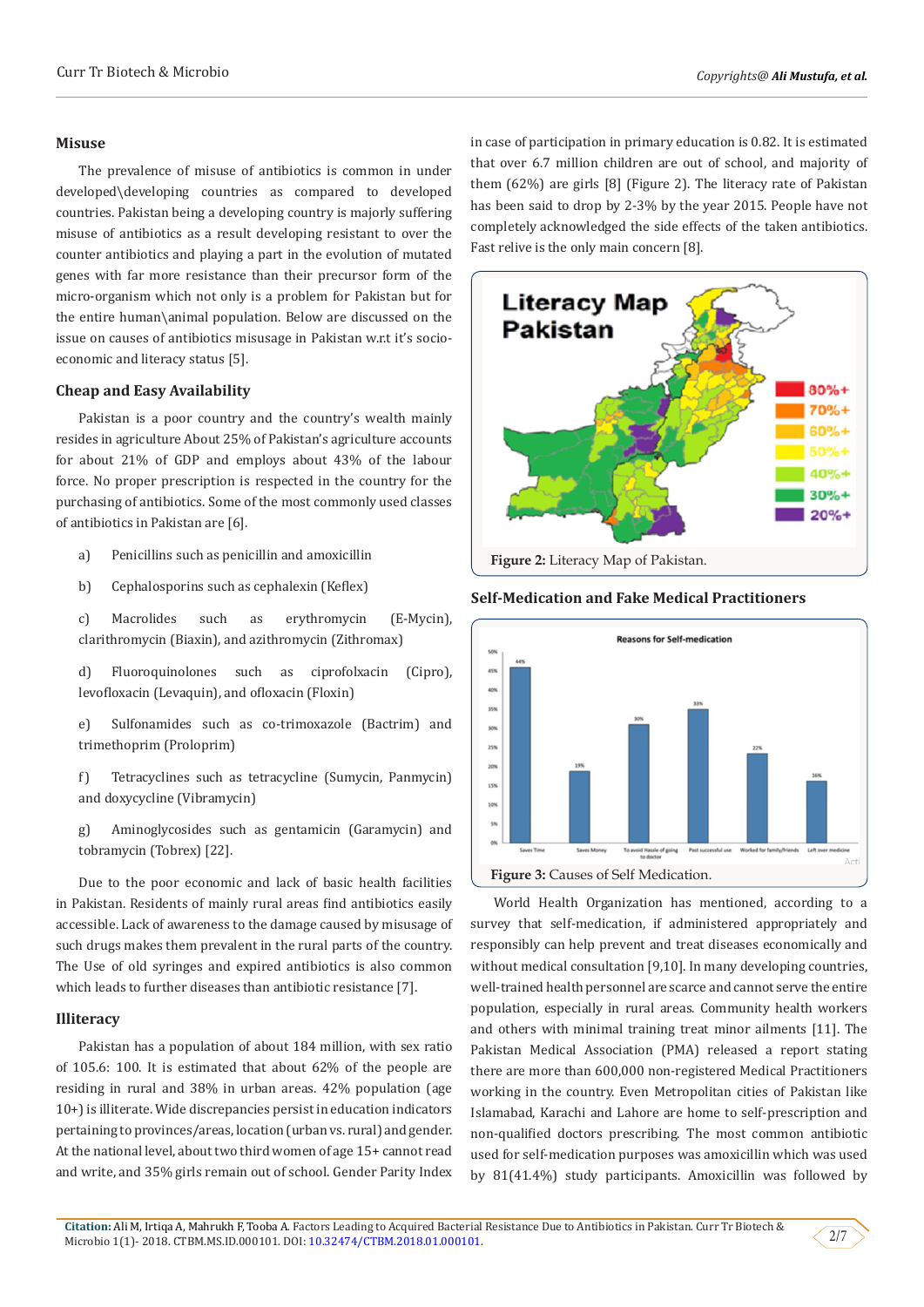### Misuse

The prevalence of misuse of antibiotics is common in under developed\developing countries as compared to developed countries. Pakistan being a developing country is majorly suffering misuse of antibiotics as a result developing resistant to over the counter antibiotics and playing a part in the evolution of mutated genes with far more resistance than their precursor form of the micro-organism which not only is a problem for Pakistan but for the entire human\animal population. Below are discussed on the issue on causes of antibiotics misusage in Pakistan w.r.t it's socio-economic and literacy status [5].

### Cheap and Easy Availability

Pakistan is a poor country and the country's wealth mainly resides in agriculture About 25% of Pakistan's agriculture accounts for about 21% of GDP and employs about 43% of the labour force. No proper prescription is respected in the country for the purchasing of antibiotics. Some of the most commonly used classes of antibiotics in Pakistan are [6].

a) Penicillins such as penicillin and amoxicillin

b) Cephalosporins such as cephalexin (Keflex)

c) Macrolides such as erythromycin (E-Mycin), clarithromycin (Biaxin), and azithromycin (Zithromax)

d) Fluoroquinolones such as ciprofolxacin (Cipro), levofloxacin (Levaquin), and ofloxacin (Floxin)

e) Sulfonamides such as co-trimoxazole (Bactrim) and trimethoprim (Proloprim)

f) Tetracyclines such as tetracycline (Sumycin, Panmycin) and doxycycline (Vibramycin)

g) Aminoglycosides such as gentamicin (Garamycin) and tobramycin (Tobrex) [22].

Due to the poor economic and lack of basic health facilities in Pakistan. Residents of mainly rural areas find antibiotics easily accessible. Lack of awareness to the damage caused by misusage of such drugs makes them prevalent in the rural parts of the country. The Use of old syringes and expired antibiotics is also common which leads to further diseases than antibiotic resistance [7].

### Illiteracy

Pakistan has a population of about 184 million, with sex ratio of 105.6: 100. It is estimated that about 62% of the people are residing in rural and 38% in urban areas. 42% population (age 10+) is illiterate. Wide discrepancies persist in education indicators pertaining to provinces/areas, location (urban vs. rural) and gender. At the national level, about two third women of age 15+ cannot read and write, and 35% girls remain out of school. Gender Parity Index in case of participation in primary education is 0.82. It is estimated that over 6.7 million children are out of school, and majority of them (62%) are girls [8] (Figure 2). The literacy rate of Pakistan has been said to drop by 2-3% by the year 2015. People have not completely acknowledged the side effects of the taken antibiotics. Fast relive is the only main concern [8].

**Figure 2:** Literacy Map of Pakistan.

### Self-Medication and Fake Medical Practitioners

**Figure 3:** Causes of Self Medication.

World Health Organization has mentioned, according to a survey that self-medication, if administered appropriately and responsibly can help prevent and treat diseases economically and without medical consultation [9,10]. In many developing countries, well-trained health personnel are scarce and cannot serve the entire population, especially in rural areas. Community health workers and others with minimal training treat minor ailments [11]. The Pakistan Medical Association (PMA) released a report stating there are more than 600,000 non-registered Medical Practitioners working in the country. Even Metropolitan cities of Pakistan like Islamabad, Karachi and Lahore are home to self-prescription and non-qualified doctors prescribing. The most common antibiotic used for self-medication purposes was amoxicillin which was used by 81(41.4%) study participants. Amoxicillin was followed by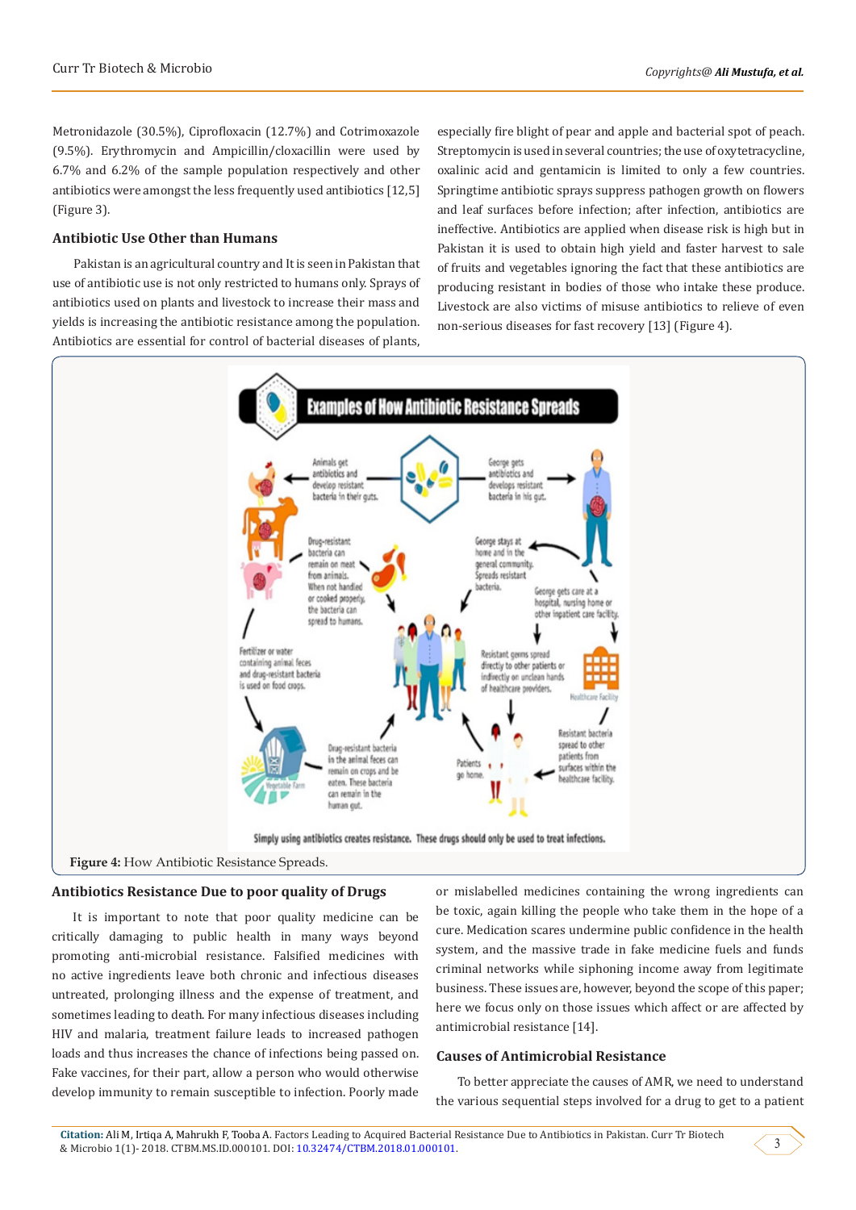Metronidazole (30.5%), Ciprofloxacin (12.7%) and Cotrimoxazole (9.5%). Erythromycin and Ampicillin/cloxacillin were used by 6.7% and 6.2% of the sample population respectively and other antibiotics were amongst the less frequently used antibiotics [12,5] (Figure 3).

## Antibiotic Use Other than Humans

Pakistan is an agricultural country and It is seen in Pakistan that use of antibiotic use is not only restricted to humans only. Sprays of antibiotics used on plants and livestock to increase their mass and yields is increasing the antibiotic resistance among the population. Antibiotics are essential for control of bacterial diseases of plants, especially fire blight of pear and apple and bacterial spot of peach. Streptomycin is used in several countries; the use of oxytetracycline, oxalinic acid and gentamicin is limited to only a few countries. Springtime antibiotic sprays suppress pathogen growth on flowers and leaf surfaces before infection; after infection, antibiotics are ineffective. Antibiotics are applied when disease risk is high but in Pakistan it is used to obtain high yield and faster harvest to sale of fruits and vegetables ignoring the fact that these antibiotics are producing resistant in bodies of those who intake these produce. Livestock are also victims of misuse antibiotics to relieve of even non-serious diseases for fast recovery [13] (Figure 4).

**Figure 4:** How Antibiotic Resistance Spreads.

## Antibiotics Resistance Due to poor quality of Drugs

It is important to note that poor quality medicine can be critically damaging to public health in many ways beyond promoting anti-microbial resistance. Falsified medicines with no active ingredients leave both chronic and infectious diseases untreated, prolonging illness and the expense of treatment, and sometimes leading to death. For many infectious diseases including HIV and malaria, treatment failure leads to increased pathogen loads and thus increases the chance of infections being passed on. Fake vaccines, for their part, allow a person who would otherwise develop immunity to remain susceptible to infection. Poorly made or mislabelled medicines containing the wrong ingredients can be toxic, again killing the people who take them in the hope of a cure. Medication scares undermine public confidence in the health system, and the massive trade in fake medicine fuels and funds criminal networks while siphoning income away from legitimate business. These issues are, however, beyond the scope of this paper; here we focus only on those issues which affect or are affected by antimicrobial resistance [14].

## Causes of Antimicrobial Resistance

To better appreciate the causes of AMR, we need to understand the various sequential steps involved for a drug to get to a patient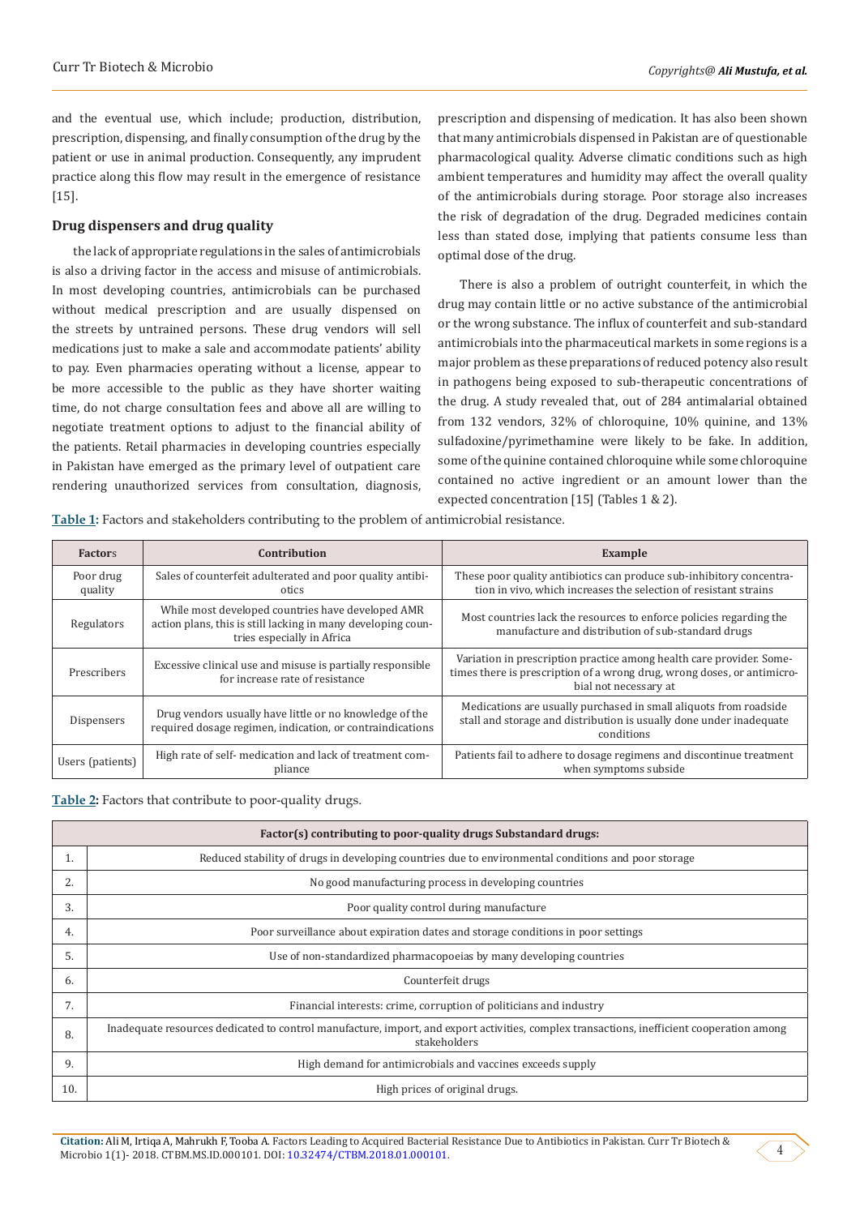and the eventual use, which include; production, distribution, prescription, dispensing, and finally consumption of the drug by the patient or use in animal production. Consequently, any imprudent practice along this flow may result in the emergence of resistance [15].

### Drug dispensers and drug quality

the lack of appropriate regulations in the sales of antimicrobials is also a driving factor in the access and misuse of antimicrobials. In most developing countries, antimicrobials can be purchased without medical prescription and are usually dispensed on the streets by untrained persons. These drug vendors will sell medications just to make a sale and accommodate patients' ability to pay. Even pharmacies operating without a license, appear to be more accessible to the public as they have shorter waiting time, do not charge consultation fees and above all are willing to negotiate treatment options to adjust to the financial ability of the patients. Retail pharmacies in developing countries especially in Pakistan have emerged as the primary level of outpatient care rendering unauthorized services from consultation, diagnosis, prescription and dispensing of medication. It has also been shown that many antimicrobials dispensed in Pakistan are of questionable pharmacological quality. Adverse climatic conditions such as high ambient temperatures and humidity may affect the overall quality of the antimicrobials during storage. Poor storage also increases the risk of degradation of the drug. Degraded medicines contain less than stated dose, implying that patients consume less than optimal dose of the drug.

There is also a problem of outright counterfeit, in which the drug may contain little or no active substance of the antimicrobial or the wrong substance. The influx of counterfeit and sub-standard antimicrobials into the pharmaceutical markets in some regions is a major problem as these preparations of reduced potency also result in pathogens being exposed to sub-therapeutic concentrations of the drug. A study revealed that, out of 284 antimalarial obtained from 132 vendors, 32% of chloroquine, 10% quinine, and 13% sulfadoxine/pyrimethamine were likely to be fake. In addition, some of the quinine contained chloroquine while some chloroquine contained no active ingredient or an amount lower than the expected concentration [15] (Tables 1 & 2).

**Table 1:** Factors and stakeholders contributing to the problem of antimicrobial resistance.

| Factors | Contribution | Example |
|---|---|---|
| Poor drug quality | Sales of counterfeit adulterated and poor quality antibiotics | These poor quality antibiotics can produce sub-inhibitory concentration in vivo, which increases the selection of resistant strains |
| Regulators | While most developed countries have developed AMR action plans, this is still lacking in many developing countries especially in Africa | Most countries lack the resources to enforce policies regarding the manufacture and distribution of sub-standard drugs |
| Prescribers | Excessive clinical use and misuse is partially responsible for increase rate of resistance | Variation in prescription practice among health care provider. Sometimes there is prescription of a wrong drug, wrong doses, or antimicrobial not necessary at |
| Dispensers | Drug vendors usually have little or no knowledge of the required dosage regimen, indication, or contraindications | Medications are usually purchased in small aliquots from roadside stall and storage and distribution is usually done under inadequate conditions |
| Users (patients) | High rate of self- medication and lack of treatment compliance | Patients fail to adhere to dosage regimens and discontinue treatment when symptoms subside |

**Table 2:** Factors that contribute to poor-quality drugs.

| | Factor(s) contributing to poor-quality drugs Substandard drugs: |
|---|---|
| 1. | Reduced stability of drugs in developing countries due to environmental conditions and poor storage |
| 2. | No good manufacturing process in developing countries |
| 3. | Poor quality control during manufacture |
| 4. | Poor surveillance about expiration dates and storage conditions in poor settings |
| 5. | Use of non-standardized pharmacopoeias by many developing countries |
| 6. | Counterfeit drugs |
| 7. | Financial interests: crime, corruption of politicians and industry |
| 8. | Inadequate resources dedicated to control manufacture, import, and export activities, complex transactions, inefficient cooperation among stakeholders |
| 9. | High demand for antimicrobials and vaccines exceeds supply |
| 10. | High prices of original drugs. |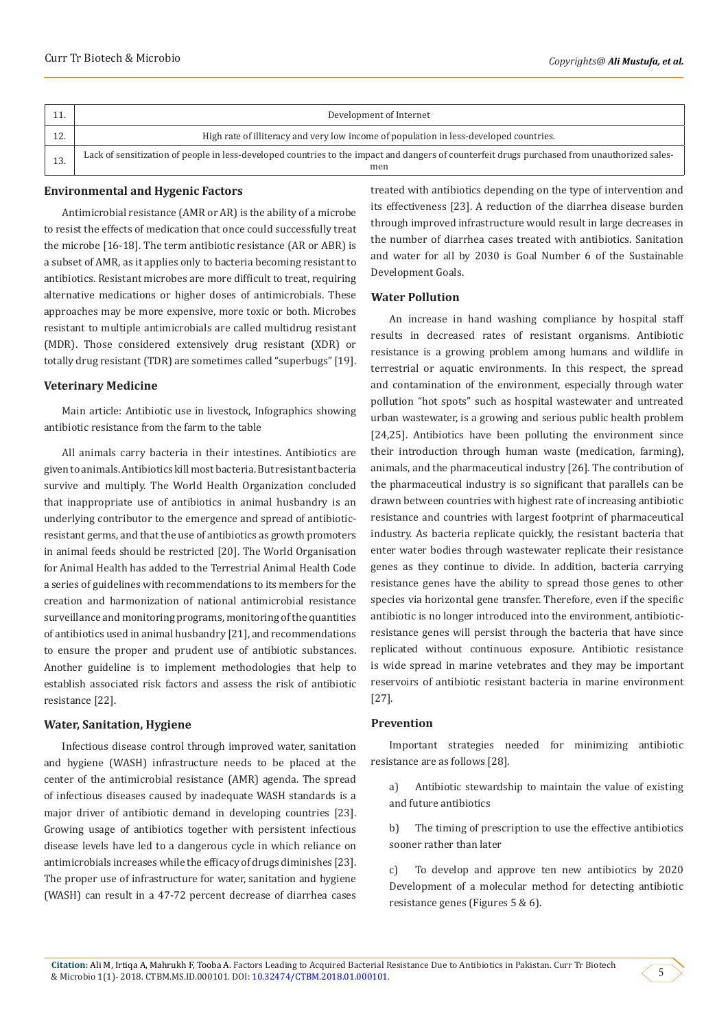| | |
|---|---|
| 11. | Development of Internet |
| 12. | High rate of illiteracy and very low income of population in less-developed countries. |
| 13. | Lack of sensitization of people in less-developed countries to the impact and dangers of counterfeit drugs purchased from unauthorized salesmen |

### Environmental and Hygenic Factors

Antimicrobial resistance (AMR or AR) is the ability of a microbe to resist the effects of medication that once could successfully treat the microbe [16-18]. The term antibiotic resistance (AR or ABR) is a subset of AMR, as it applies only to bacteria becoming resistant to antibiotics. Resistant microbes are more difficult to treat, requiring alternative medications or higher doses of antimicrobials. These approaches may be more expensive, more toxic or both. Microbes resistant to multiple antimicrobials are called multidrug resistant (MDR). Those considered extensively drug resistant (XDR) or totally drug resistant (TDR) are sometimes called "superbugs" [19].

### Veterinary Medicine

Main article: Antibiotic use in livestock, Infographics showing antibiotic resistance from the farm to the table

All animals carry bacteria in their intestines. Antibiotics are given to animals. Antibiotics kill most bacteria. But resistant bacteria survive and multiply. The World Health Organization concluded that inappropriate use of antibiotics in animal husbandry is an underlying contributor to the emergence and spread of antibiotic-resistant germs, and that the use of antibiotics as growth promoters in animal feeds should be restricted [20]. The World Organisation for Animal Health has added to the Terrestrial Animal Health Code a series of guidelines with recommendations to its members for the creation and harmonization of national antimicrobial resistance surveillance and monitoring programs, monitoring of the quantities of antibiotics used in animal husbandry [21], and recommendations to ensure the proper and prudent use of antibiotic substances. Another guideline is to implement methodologies that help to establish associated risk factors and assess the risk of antibiotic resistance [22].

### Water, Sanitation, Hygiene

Infectious disease control through improved water, sanitation and hygiene (WASH) infrastructure needs to be placed at the center of the antimicrobial resistance (AMR) agenda. The spread of infectious diseases caused by inadequate WASH standards is a major driver of antibiotic demand in developing countries [23]. Growing usage of antibiotics together with persistent infectious disease levels have led to a dangerous cycle in which reliance on antimicrobials increases while the efficacy of drugs diminishes [23]. The proper use of infrastructure for water, sanitation and hygiene (WASH) can result in a 47-72 percent decrease of diarrhea cases treated with antibiotics depending on the type of intervention and its effectiveness [23]. A reduction of the diarrhea disease burden through improved infrastructure would result in large decreases in the number of diarrhea cases treated with antibiotics. Sanitation and water for all by 2030 is Goal Number 6 of the Sustainable Development Goals.

### Water Pollution

An increase in hand washing compliance by hospital staff results in decreased rates of resistant organisms. Antibiotic resistance is a growing problem among humans and wildlife in terrestrial or aquatic environments. In this respect, the spread and contamination of the environment, especially through water pollution "hot spots" such as hospital wastewater and untreated urban wastewater, is a growing and serious public health problem [24,25]. Antibiotics have been polluting the environment since their introduction through human waste (medication, farming), animals, and the pharmaceutical industry [26]. The contribution of the pharmaceutical industry is so significant that parallels can be drawn between countries with highest rate of increasing antibiotic resistance and countries with largest footprint of pharmaceutical industry. As bacteria replicate quickly, the resistant bacteria that enter water bodies through wastewater replicate their resistance genes as they continue to divide. In addition, bacteria carrying resistance genes have the ability to spread those genes to other species via horizontal gene transfer. Therefore, even if the specific antibiotic is no longer introduced into the environment, antibiotic-resistance genes will persist through the bacteria that have since replicated without continuous exposure. Antibiotic resistance is wide spread in marine vetebrates and they may be important reservoirs of antibiotic resistant bacteria in marine environment [27].

### Prevention

Important strategies needed for minimizing antibiotic resistance are as follows [28].

a) Antibiotic stewardship to maintain the value of existing and future antibiotics

b) The timing of prescription to use the effective antibiotics sooner rather than later

c) To develop and approve ten new antibiotics by 2020 Development of a molecular method for detecting antibiotic resistance genes (Figures 5 & 6).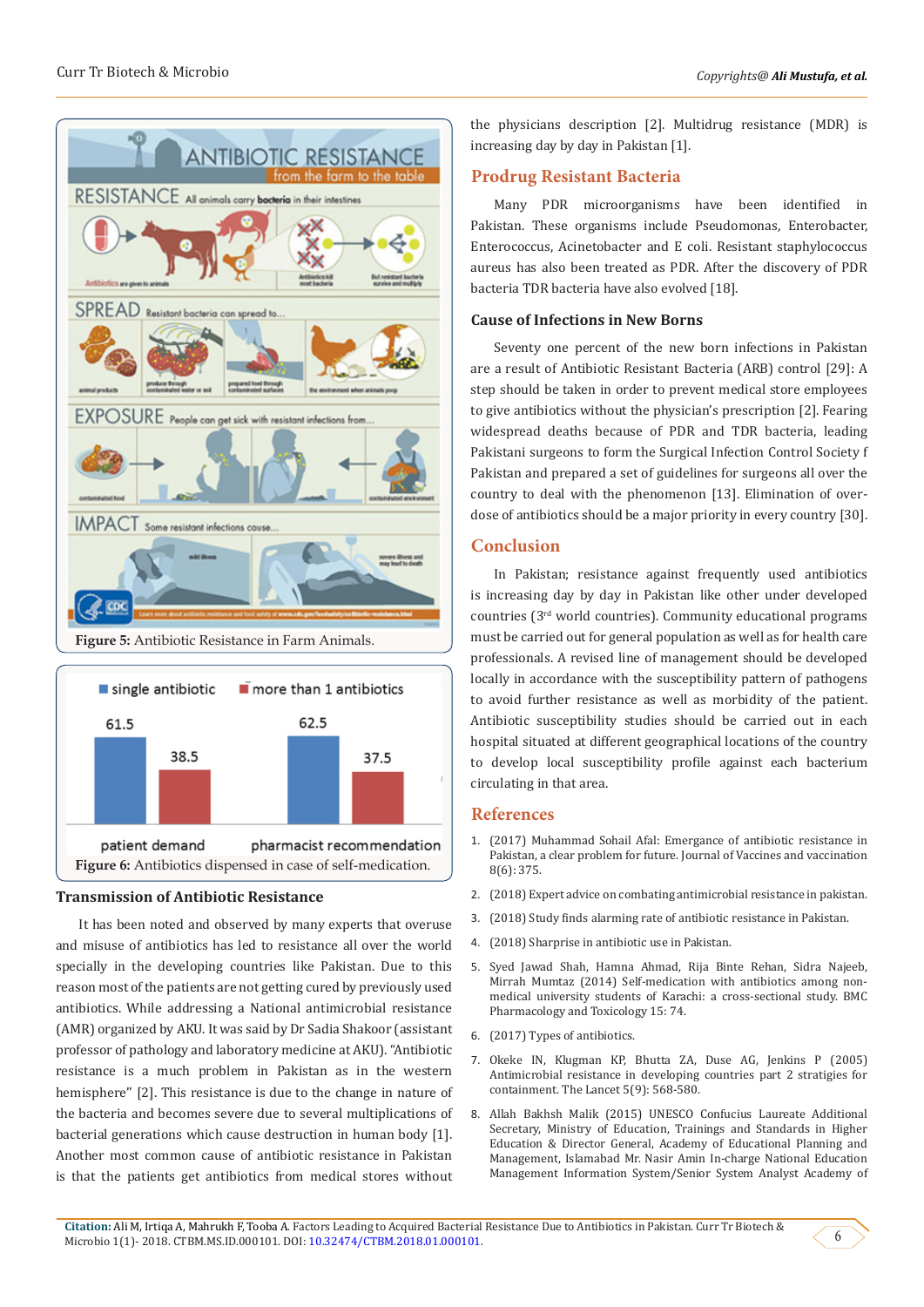Figure 5: Antibiotic Resistance in Farm Animals.

Figure 6: Antibiotics dispensed in case of self-medication.

### Transmission of Antibiotic Resistance

It has been noted and observed by many experts that overuse and misuse of antibiotics has led to resistance all over the world specially in the developing countries like Pakistan. Due to this reason most of the patients are not getting cured by previously used antibiotics. While addressing a National antimicrobial resistance (AMR) organized by AKU. It was said by Dr Sadia Shakoor (assistant professor of pathology and laboratory medicine at AKU). "Antibiotic resistance is a much problem in Pakistan as in the western hemisphere" [2]. This resistance is due to the change in nature of the bacteria and becomes severe due to several multiplications of bacterial generations which cause destruction in human body [1]. Another most common cause of antibiotic resistance in Pakistan is that the patients get antibiotics from medical stores without the physicians description [2]. Multidrug resistance (MDR) is increasing day by day in Pakistan [1].

## Prodrug Resistant Bacteria

Many PDR microorganisms have been identified in Pakistan. These organisms include Pseudomonas, Enterobacter, Enterococcus, Acinetobacter and E coli. Resistant staphylococcus aureus has also been treated as PDR. After the discovery of PDR bacteria TDR bacteria have also evolved [18].

### Cause of Infections in New Borns

Seventy one percent of the new born infections in Pakistan are a result of Antibiotic Resistant Bacteria (ARB) control [29]: A step should be taken in order to prevent medical store employees to give antibiotics without the physician's prescription [2]. Fearing widespread deaths because of PDR and TDR bacteria, leading Pakistani surgeons to form the Surgical Infection Control Society f Pakistan and prepared a set of guidelines for surgeons all over the country to deal with the phenomenon [13]. Elimination of over-dose of antibiotics should be a major priority in every country [30].

## Conclusion

In Pakistan; resistance against frequently used antibiotics is increasing day by day in Pakistan like other under developed countries (3rd world countries). Community educational programs must be carried out for general population as well as for health care professionals. A revised line of management should be developed locally in accordance with the susceptibility pattern of pathogens to avoid further resistance as well as morbidity of the patient. Antibiotic susceptibility studies should be carried out in each hospital situated at different geographical locations of the country to develop local susceptibility profile against each bacterium circulating in that area.

## References

1. (2017) Muhammad Sohail Afal: Emergance of antibiotic resistance in Pakistan, a clear problem for future. Journal of Vaccines and vaccination 8(6): 375.
2. (2018) Expert advice on combating antimicrobial resistance in pakistan.
3. (2018) Study finds alarming rate of antibiotic resistance in Pakistan.
4. (2018) Sharprise in antibiotic use in Pakistan.
5. Syed Jawad Shah, Hamna Ahmad, Rija Binte Rehan, Sidra Najeeb, Mirrah Mumtaz (2014) Self-medication with antibiotics among non-medical university students of Karachi: a cross-sectional study. BMC Pharmacology and Toxicology 15: 74.
6. (2017) Types of antibiotics.
7. Okeke IN, Klugman KP, Bhutta ZA, Duse AG, Jenkins P (2005) Antimicrobial resistance in developing countries part 2 stratigies for containment. The Lancet 5(9): 568-580.
8. Allah Bakhsh Malik (2015) UNESCO Confucius Laureate Additional Secretary, Ministry of Education, Trainings and Standards in Higher Education & Director General, Academy of Educational Planning and Management, Islamabad Mr. Nasir Amin In-charge National Education Management Information System/Senior System Analyst Academy of

**Citation:** Ali M, Irtiqa A, Mahrukh F, Tooba A. Factors Leading to Acquired Bacterial Resistance Due to Antibiotics in Pakistan. Curr Tr Biotech & Microbio 1(1)- 2018. CTBM.MS.ID.000101. DOI: 10.32474/CTBM.2018.01.000101.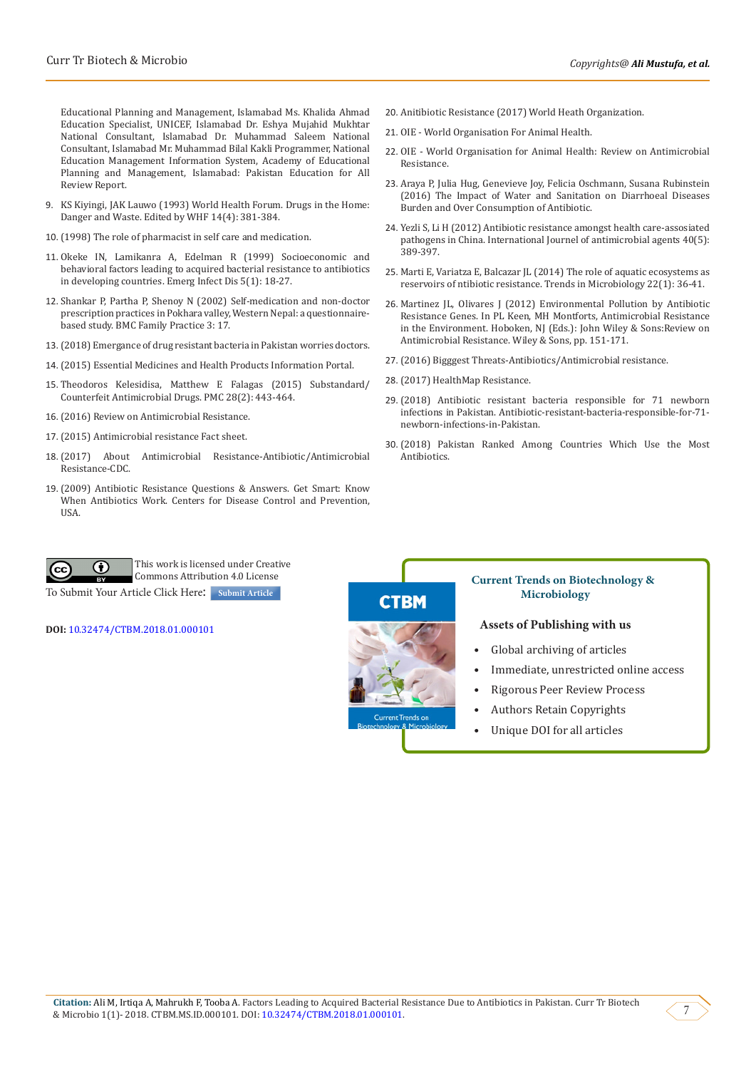Educational Planning and Management, Islamabad Ms. Khalida Ahmad Education Specialist, UNICEF, Islamabad Dr. Eshya Mujahid Mukhtar National Consultant, Islamabad Dr. Muhammad Saleem National Consultant, Islamabad Mr. Muhammad Bilal Kakli Programmer, National Education Management Information System, Academy of Educational Planning and Management, Islamabad: Pakistan Education for All Review Report.

9. KS Kiyingi, JAK Lauwo (1993) World Health Forum. Drugs in the Home: Danger and Waste. Edited by WHF 14(4): 381-384.
10. (1998) The role of pharmacist in self care and medication.
11. Okeke IN, Lamikanra A, Edelman R (1999) Socioeconomic and behavioral factors leading to acquired bacterial resistance to antibiotics in developing countries. Emerg Infect Dis 5(1): 18-27.
12. Shankar P, Partha P, Shenoy N (2002) Self-medication and non-doctor prescription practices in Pokhara valley, Western Nepal: a questionnaire-based study. BMC Family Practice 3: 17.
13. (2018) Emergance of drug resistant bacteria in Pakistan worries doctors.
14. (2015) Essential Medicines and Health Products Information Portal.
15. Theodoros Kelesidisa, Matthew E Falagas (2015) Substandard/Counterfeit Antimicrobial Drugs. PMC 28(2): 443-464.
16. (2016) Review on Antimicrobial Resistance.
17. (2015) Antimicrobial resistance Fact sheet.
18. (2017) About Antimicrobial Resistance-Antibiotic/Antimicrobial Resistance-CDC.
19. (2009) Antibiotic Resistance Questions & Answers. Get Smart: Know When Antibiotics Work. Centers for Disease Control and Prevention, USA.
20. Anitibiotic Resistance (2017) World Heath Organization.
21. OIE - World Organisation For Animal Health.
22. OIE - World Organisation for Animal Health: Review on Antimicrobial Resistance.
23. Araya P, Julia Hug, Genevieve Joy, Felicia Oschmann, Susana Rubinstein (2016) The Impact of Water and Sanitation on Diarrhoeal Diseases Burden and Over Consumption of Antibiotic.
24. Yezli S, Li H (2012) Antibiotic resistance amongst health care-assosiated pathogens in China. International Journal of antimicrobial agents 40(5): 389-397.
25. Marti E, Variatza E, Balcazar JL (2014) The role of aquatic ecosystems as reservoirs of ntibiotic resistance. Trends in Microbiology 22(1): 36-41.
26. Martinez JL, Olivares J (2012) Environmental Pollution by Antibiotic Resistance Genes. In PL Keen, MH Montforts, Antimicrobial Resistance in the Environment. Hoboken, NJ (Eds.): John Wiley & Sons:Review on Antimicrobial Resistance. Wiley & Sons, pp. 151-171.
27. (2016) Biggest Threats-Antibiotics/Antimicrobial resistance.
28. (2017) HealthMap Resistance.
29. (2018) Antibiotic resistant bacteria responsible for 71 newborn infections in Pakistan. Antibiotic-resistant-bacteria-responsible-for-71-newborn-infections-in-Pakistan.
30. (2018) Pakistan Ranked Among Countries Which Use the Most Antibiotics.

This work is licensed under Creative Commons Attribution 4.0 License

To Submit Your Article Click Here: Submit Article

**DOI:** 10.32474/CTBM.2018.01.000101

**Current Trends on Biotechnology & Microbiology**

**Assets of Publishing with us**

- Global archiving of articles
- Immediate, unrestricted online access
- Rigorous Peer Review Process
- Authors Retain Copyrights
- Unique DOI for all articles

**Citation:** Ali M, Irtiqa A, Mahrukh F, Tooba A. Factors Leading to Acquired Bacterial Resistance Due to Antibiotics in Pakistan. Curr Tr Biotech & Microbio 1(1)- 2018. CTBM.MS.ID.000101. DOI: 10.32474/CTBM.2018.01.000101.